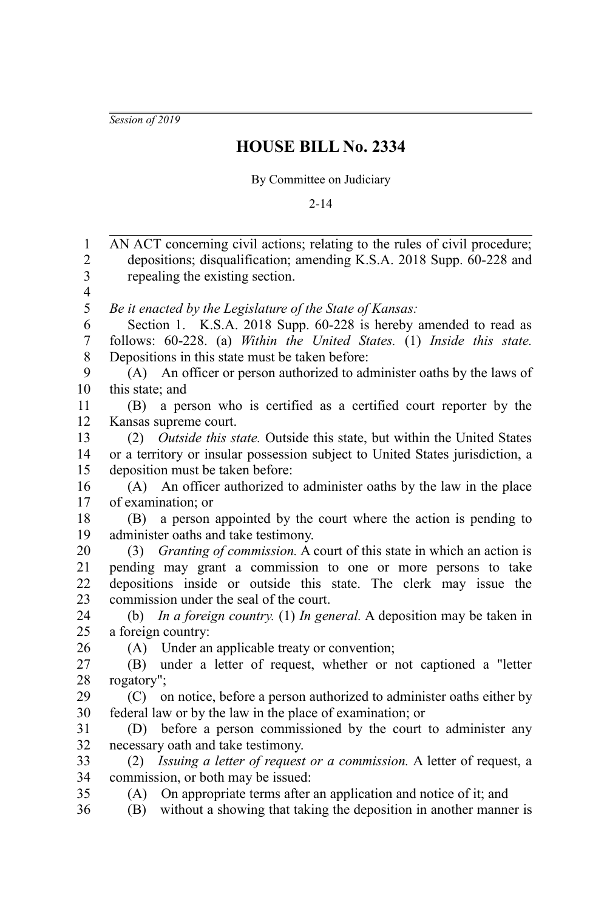*Session of 2019*

# HOUSE BILL No. 2334

By Committee on Judiciary

2-14

AN ACT concerning civil actions; relating to the rules of civil procedure; depositions; disqualification; amending K.S.A. 2018 Supp. 60-228 and repealing the existing section.

*Be it enacted by the Legislature of the State of Kansas:*

Section 1. K.S.A. 2018 Supp. 60-228 is hereby amended to read as follows: 60-228. (a) *Within the United States.* (1) *Inside this state.* Depositions in this state must be taken before:

(A) An officer or person authorized to administer oaths by the laws of this state; and

(B) a person who is certified as a certified court reporter by the Kansas supreme court.

(2) *Outside this state.* Outside this state, but within the United States or a territory or insular possession subject to United States jurisdiction, a deposition must be taken before:

(A) An officer authorized to administer oaths by the law in the place of examination; or

(B) a person appointed by the court where the action is pending to administer oaths and take testimony.

(3) *Granting of commission.* A court of this state in which an action is pending may grant a commission to one or more persons to take depositions inside or outside this state. The clerk may issue the commission under the seal of the court.

(b) *In a foreign country.* (1) *In general.* A deposition may be taken in a foreign country:

(A) Under an applicable treaty or convention;

(B) under a letter of request, whether or not captioned a "letter rogatory";

(C) on notice, before a person authorized to administer oaths either by federal law or by the law in the place of examination; or

(D) before a person commissioned by the court to administer any necessary oath and take testimony.

(2) *Issuing a letter of request or a commission.* A letter of request, a commission, or both may be issued:

(A) On appropriate terms after an application and notice of it; and

(B) without a showing that taking the deposition in another manner is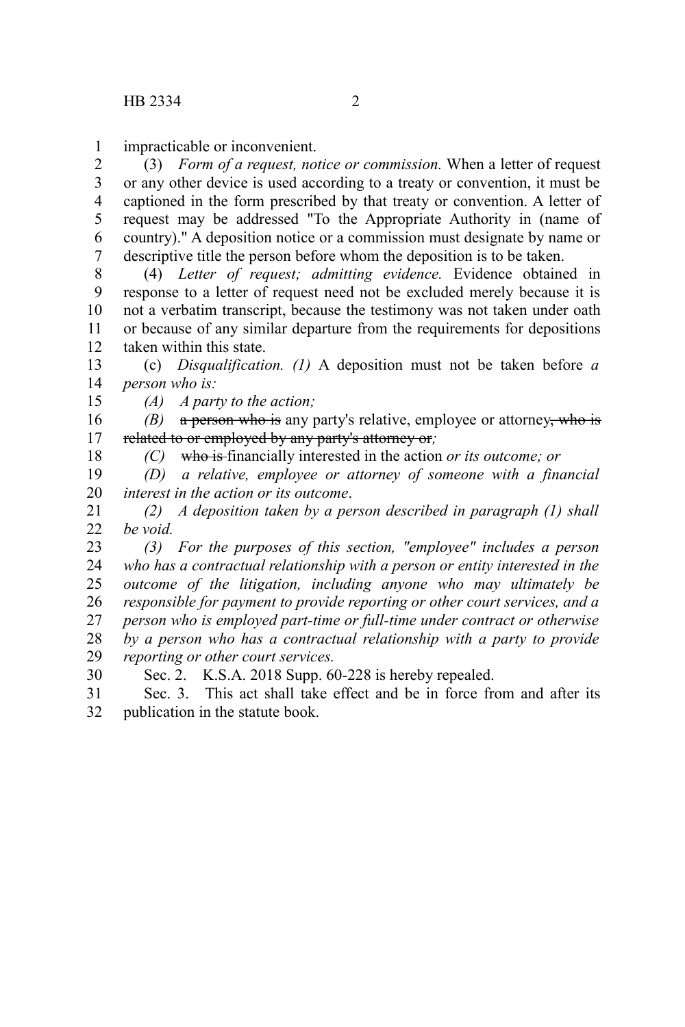impracticable or inconvenient.

(3) *Form of a request, notice or commission.* When a letter of request or any other device is used according to a treaty or convention, it must be captioned in the form prescribed by that treaty or convention. A letter of request may be addressed "To the Appropriate Authority in (name of country)." A deposition notice or a commission must designate by name or descriptive title the person before whom the deposition is to be taken.

(4) *Letter of request; admitting evidence.* Evidence obtained in response to a letter of request need not be excluded merely because it is not a verbatim transcript, because the testimony was not taken under oath or because of any similar departure from the requirements for depositions taken within this state.

(c) *Disqualification. (1)* A deposition must not be taken before *a person who is:*

*(A) A party to the action;*

*(B)* ~~a person who is~~ any party's relative, employee or attorney~~, who is related to or employed by any party's attorney or~~*;*

*(C)* ~~who is~~ financially interested in the action *or its outcome; or*

*(D) a relative, employee or attorney of someone with a financial interest in the action or its outcome*.

*(2) A deposition taken by a person described in paragraph (1) shall be void.*

*(3) For the purposes of this section, "employee" includes a person who has a contractual relationship with a person or entity interested in the outcome of the litigation, including anyone who may ultimately be responsible for payment to provide reporting or other court services, and a person who is employed part-time or full-time under contract or otherwise by a person who has a contractual relationship with a party to provide reporting or other court services.*

Sec. 2. K.S.A. 2018 Supp. 60-228 is hereby repealed.

Sec. 3. This act shall take effect and be in force from and after its publication in the statute book.